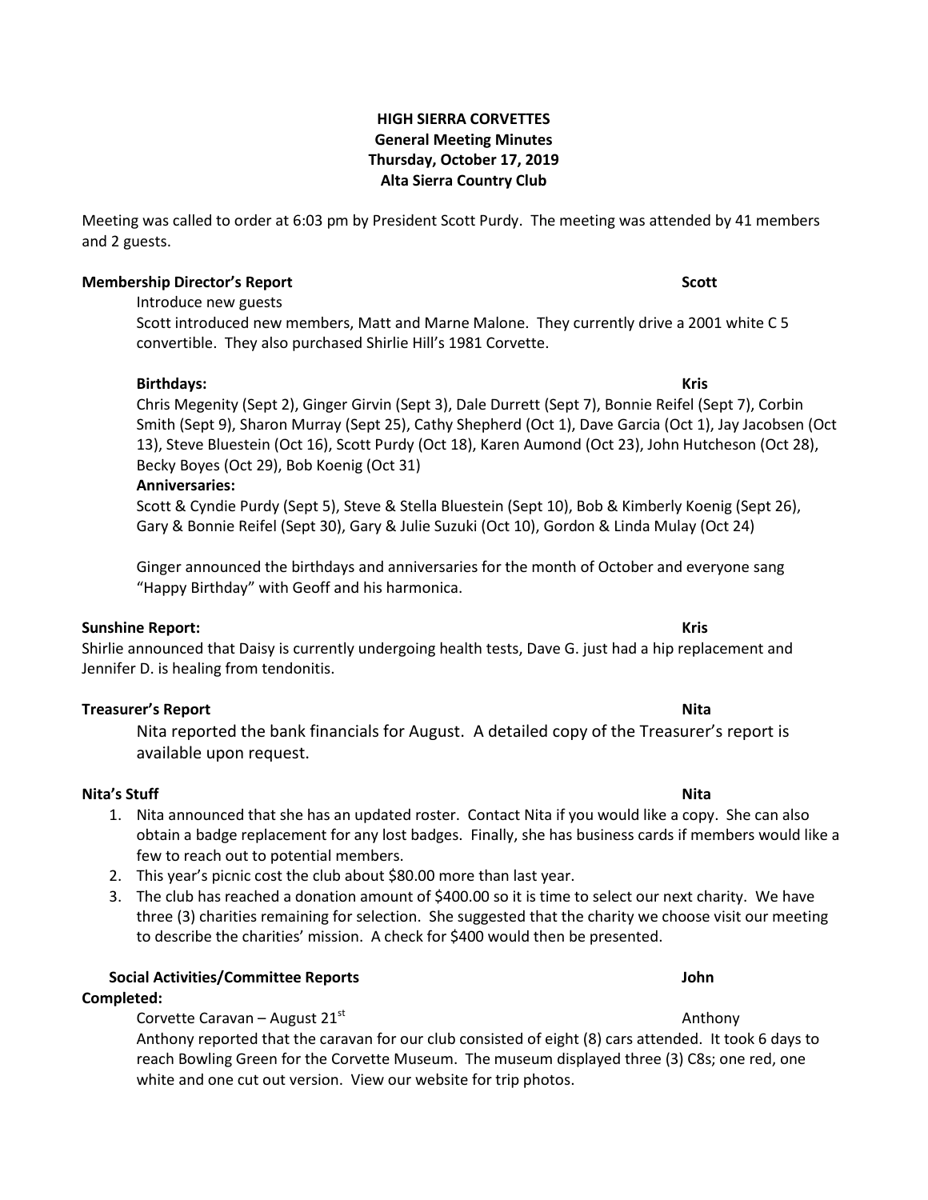**HIGH SIERRA CORVETTES**
**General Meeting Minutes**
**Thursday, October 17, 2019**
**Alta Sierra Country Club**

Meeting was called to order at 6:03 pm by President Scott Purdy. The meeting was attended by 41 members and 2 guests.

**Membership Director's Report** **Scott**

Introduce new guests
Scott introduced new members, Matt and Marne Malone. They currently drive a 2001 white C 5 convertible. They also purchased Shirlie Hill's 1981 Corvette.

**Birthdays:** **Kris**

Chris Megenity (Sept 2), Ginger Girvin (Sept 3), Dale Durrett (Sept 7), Bonnie Reifel (Sept 7), Corbin Smith (Sept 9), Sharon Murray (Sept 25), Cathy Shepherd (Oct 1), Dave Garcia (Oct 1), Jay Jacobsen (Oct 13), Steve Bluestein (Oct 16), Scott Purdy (Oct 18), Karen Aumond (Oct 23), John Hutcheson (Oct 28), Becky Boyes (Oct 29), Bob Koenig (Oct 31)

**Anniversaries:**

Scott & Cyndie Purdy (Sept 5), Steve & Stella Bluestein (Sept 10), Bob & Kimberly Koenig (Sept 26), Gary & Bonnie Reifel (Sept 30), Gary & Julie Suzuki (Oct 10), Gordon & Linda Mulay (Oct 24)

Ginger announced the birthdays and anniversaries for the month of October and everyone sang "Happy Birthday" with Geoff and his harmonica.

**Sunshine Report:** **Kris**

Shirlie announced that Daisy is currently undergoing health tests, Dave G. just had a hip replacement and Jennifer D. is healing from tendonitis.

**Treasurer's Report** **Nita**

Nita reported the bank financials for August. A detailed copy of the Treasurer's report is available upon request.

**Nita's Stuff** **Nita**

1. Nita announced that she has an updated roster. Contact Nita if you would like a copy. She can also obtain a badge replacement for any lost badges. Finally, she has business cards if members would like a few to reach out to potential members.
2. This year's picnic cost the club about $80.00 more than last year.
3. The club has reached a donation amount of $400.00 so it is time to select our next charity. We have three (3) charities remaining for selection. She suggested that the charity we choose visit our meeting to describe the charities' mission. A check for $400 would then be presented.

**Social Activities/Committee Reports** **John**

**Completed:**

Corvette Caravan – August 21st Anthony

Anthony reported that the caravan for our club consisted of eight (8) cars attended. It took 6 days to reach Bowling Green for the Corvette Museum. The museum displayed three (3) C8s; one red, one white and one cut out version. View our website for trip photos.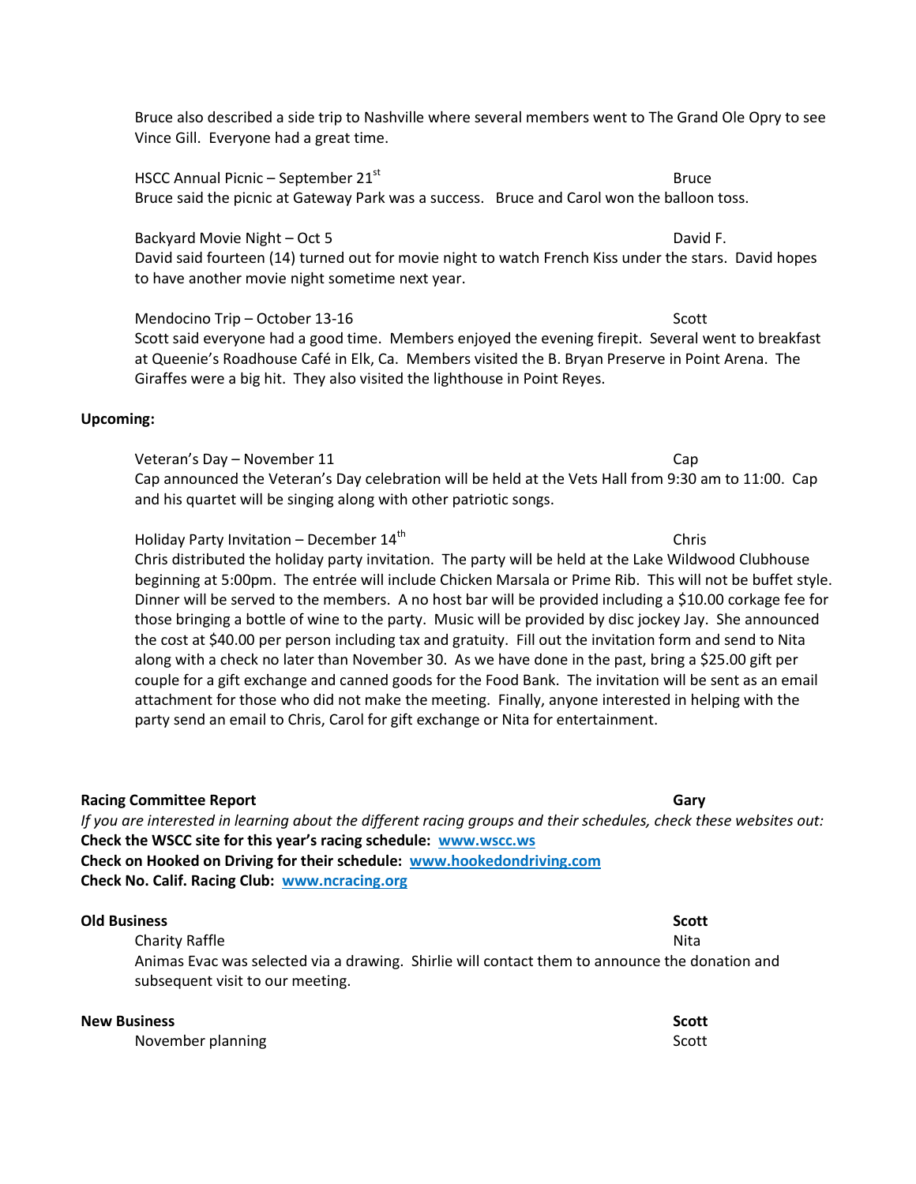Bruce also described a side trip to Nashville where several members went to The Grand Ole Opry to see Vince Gill. Everyone had a great time.

HSCC Annual Picnic – September 21st — Bruce
Bruce said the picnic at Gateway Park was a success. Bruce and Carol won the balloon toss.

Backyard Movie Night – Oct 5 — David F.
David said fourteen (14) turned out for movie night to watch French Kiss under the stars. David hopes to have another movie night sometime next year.

Mendocino Trip – October 13-16 — Scott
Scott said everyone had a good time. Members enjoyed the evening firepit. Several went to breakfast at Queenie's Roadhouse Café in Elk, Ca. Members visited the B. Bryan Preserve in Point Arena. The Giraffes were a big hit. They also visited the lighthouse in Point Reyes.

**Upcoming:**

Veteran's Day – November 11 — Cap
Cap announced the Veteran's Day celebration will be held at the Vets Hall from 9:30 am to 11:00. Cap and his quartet will be singing along with other patriotic songs.

Holiday Party Invitation – December 14th — Chris
Chris distributed the holiday party invitation. The party will be held at the Lake Wildwood Clubhouse beginning at 5:00pm. The entrée will include Chicken Marsala or Prime Rib. This will not be buffet style. Dinner will be served to the members. A no host bar will be provided including a $10.00 corkage fee for those bringing a bottle of wine to the party. Music will be provided by disc jockey Jay. She announced the cost at $40.00 per person including tax and gratuity. Fill out the invitation form and send to Nita along with a check no later than November 30. As we have done in the past, bring a $25.00 gift per couple for a gift exchange and canned goods for the Food Bank. The invitation will be sent as an email attachment for those who did not make the meeting. Finally, anyone interested in helping with the party send an email to Chris, Carol for gift exchange or Nita for entertainment.

**Racing Committee Report — Gary**

*If you are interested in learning about the different racing groups and their schedules, check these websites out:*

**Check the WSCC site for this year's racing schedule: www.wscc.ws**
**Check on Hooked on Driving for their schedule: www.hookedondriving.com**
**Check No. Calif. Racing Club: www.ncracing.org**

**Old Business — Scott**

Charity Raffle — Nita
Animas Evac was selected via a drawing. Shirlie will contact them to announce the donation and subsequent visit to our meeting.

**New Business — Scott**

November planning — Scott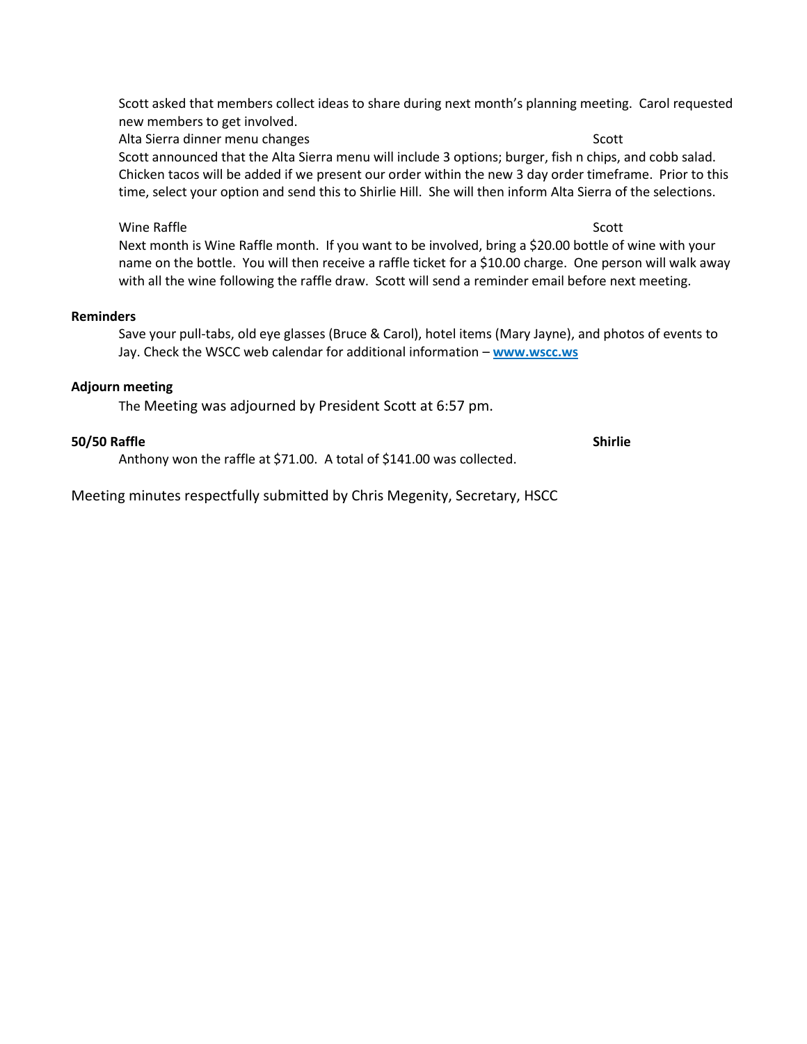Scott asked that members collect ideas to share during next month's planning meeting. Carol requested new members to get involved.

Alta Sierra dinner menu changes — Scott

Scott announced that the Alta Sierra menu will include 3 options; burger, fish n chips, and cobb salad. Chicken tacos will be added if we present our order within the new 3 day order timeframe. Prior to this time, select your option and send this to Shirlie Hill. She will then inform Alta Sierra of the selections.

Wine Raffle — Scott

Next month is Wine Raffle month. If you want to be involved, bring a $20.00 bottle of wine with your name on the bottle. You will then receive a raffle ticket for a $10.00 charge. One person will walk away with all the wine following the raffle draw. Scott will send a reminder email before next meeting.

**Reminders**

Save your pull-tabs, old eye glasses (Bruce & Carol), hotel items (Mary Jayne), and photos of events to Jay. Check the WSCC web calendar for additional information – **[www.wscc.ws](http://www.wscc.ws)**

**Adjourn meeting**

The Meeting was adjourned by President Scott at 6:57 pm.

**50/50 Raffle — Shirlie**

Anthony won the raffle at $71.00. A total of $141.00 was collected.

Meeting minutes respectfully submitted by Chris Megenity, Secretary, HSCC